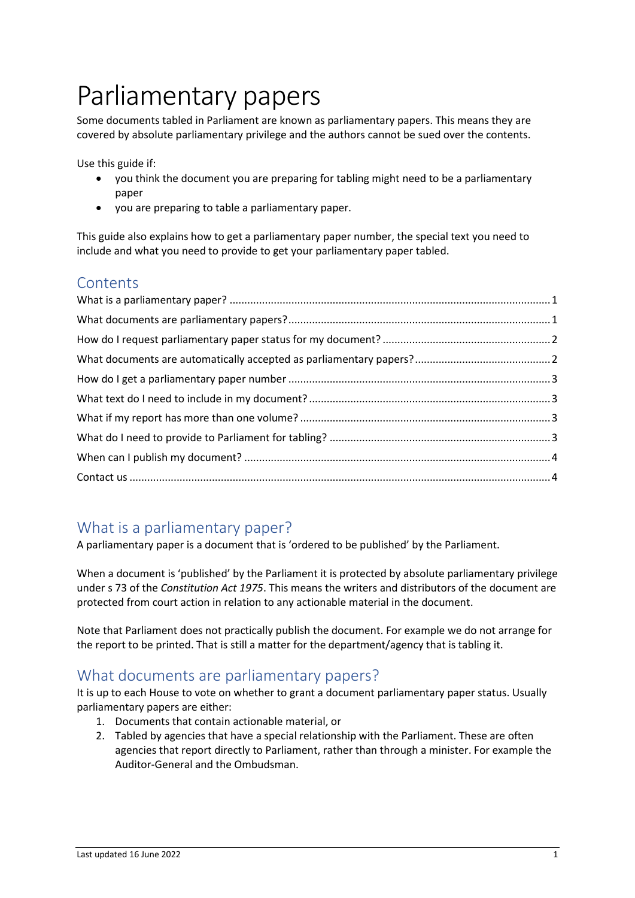# Parliamentary papers

Some documents tabled in Parliament are known as parliamentary papers. This means they are covered by absolute parliamentary privilege and the authors cannot be sued over the contents.

Use this guide if:

- you think the document you are preparing for tabling might need to be a parliamentary paper
- you are preparing to table a parliamentary paper.

This guide also explains how to get a parliamentary paper number, the special text you need to include and what you need to provide to get your parliamentary paper tabled.

## Contents

What is a parliamentary paper? ..... 1
What documents are parliamentary papers? ..... 1
How do I request parliamentary paper status for my document? ..... 2
What documents are automatically accepted as parliamentary papers? ..... 2
How do I get a parliamentary paper number ..... 3
What text do I need to include in my document? ..... 3
What if my report has more than one volume? ..... 3
What do I need to provide to Parliament for tabling? ..... 3
When can I publish my document? ..... 4
Contact us ..... 4

## What is a parliamentary paper?

A parliamentary paper is a document that is 'ordered to be published' by the Parliament.

When a document is 'published' by the Parliament it is protected by absolute parliamentary privilege under s 73 of the *Constitution Act 1975*. This means the writers and distributors of the document are protected from court action in relation to any actionable material in the document.

Note that Parliament does not practically publish the document. For example we do not arrange for the report to be printed. That is still a matter for the department/agency that is tabling it.

## What documents are parliamentary papers?

It is up to each House to vote on whether to grant a document parliamentary paper status. Usually parliamentary papers are either:

1. Documents that contain actionable material, or
2. Tabled by agencies that have a special relationship with the Parliament. These are often agencies that report directly to Parliament, rather than through a minister. For example the Auditor-General and the Ombudsman.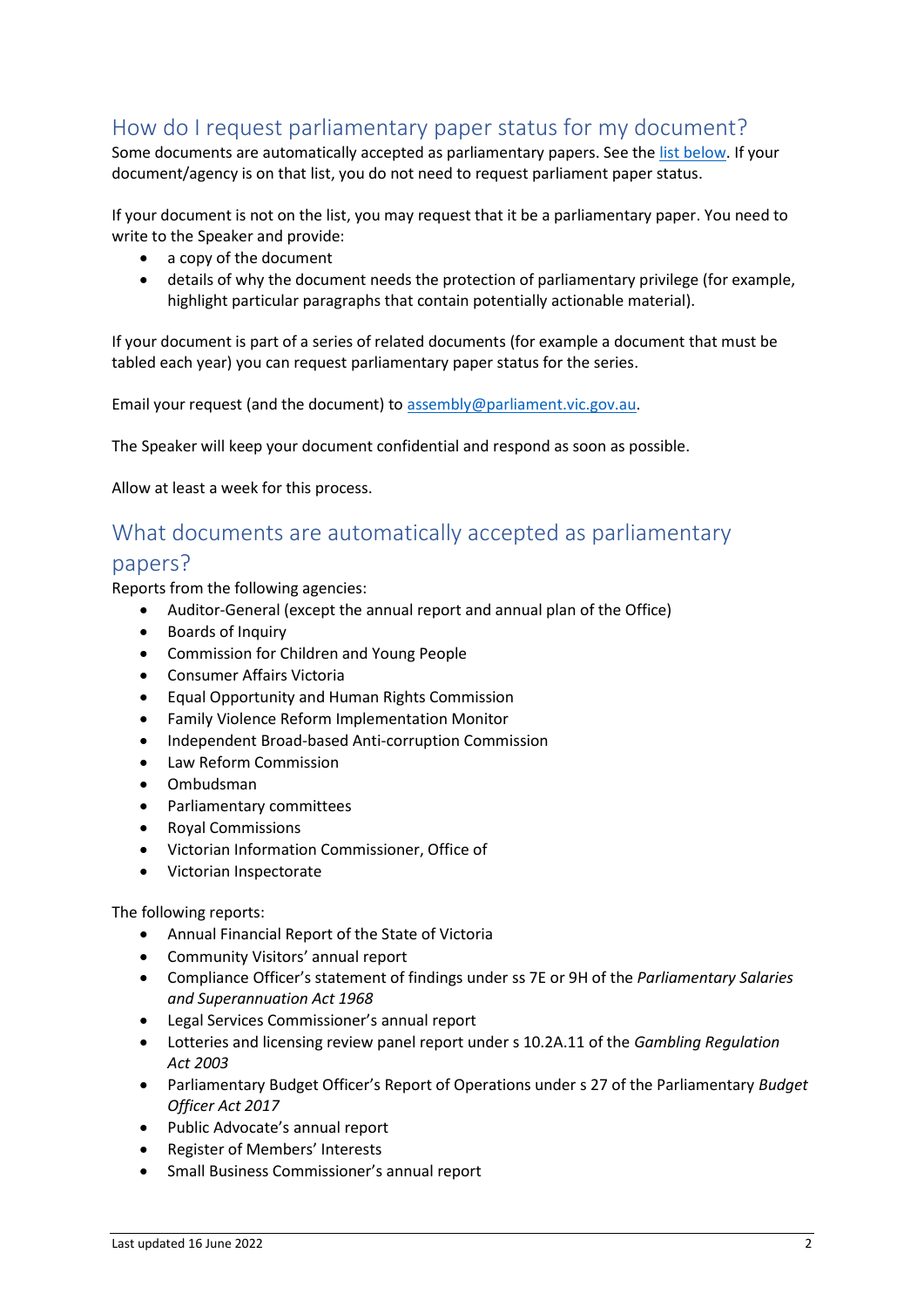## How do I request parliamentary paper status for my document?

Some documents are automatically accepted as parliamentary papers. See the [list below](#). If your document/agency is on that list, you do not need to request parliament paper status.

If your document is not on the list, you may request that it be a parliamentary paper. You need to write to the Speaker and provide:

- a copy of the document
- details of why the document needs the protection of parliamentary privilege (for example, highlight particular paragraphs that contain potentially actionable material).

If your document is part of a series of related documents (for example a document that must be tabled each year) you can request parliamentary paper status for the series.

Email your request (and the document) to [assembly@parliament.vic.gov.au](mailto:assembly@parliament.vic.gov.au).

The Speaker will keep your document confidential and respond as soon as possible.

Allow at least a week for this process.

## What documents are automatically accepted as parliamentary papers?

Reports from the following agencies:

- Auditor-General (except the annual report and annual plan of the Office)
- Boards of Inquiry
- Commission for Children and Young People
- Consumer Affairs Victoria
- Equal Opportunity and Human Rights Commission
- Family Violence Reform Implementation Monitor
- Independent Broad-based Anti-corruption Commission
- Law Reform Commission
- Ombudsman
- Parliamentary committees
- Royal Commissions
- Victorian Information Commissioner, Office of
- Victorian Inspectorate

The following reports:

- Annual Financial Report of the State of Victoria
- Community Visitors' annual report
- Compliance Officer's statement of findings under ss 7E or 9H of the *Parliamentary Salaries and Superannuation Act 1968*
- Legal Services Commissioner's annual report
- Lotteries and licensing review panel report under s 10.2A.11 of the *Gambling Regulation Act 2003*
- Parliamentary Budget Officer's Report of Operations under s 27 of the Parliamentary *Budget Officer Act 2017*
- Public Advocate's annual report
- Register of Members' Interests
- Small Business Commissioner's annual report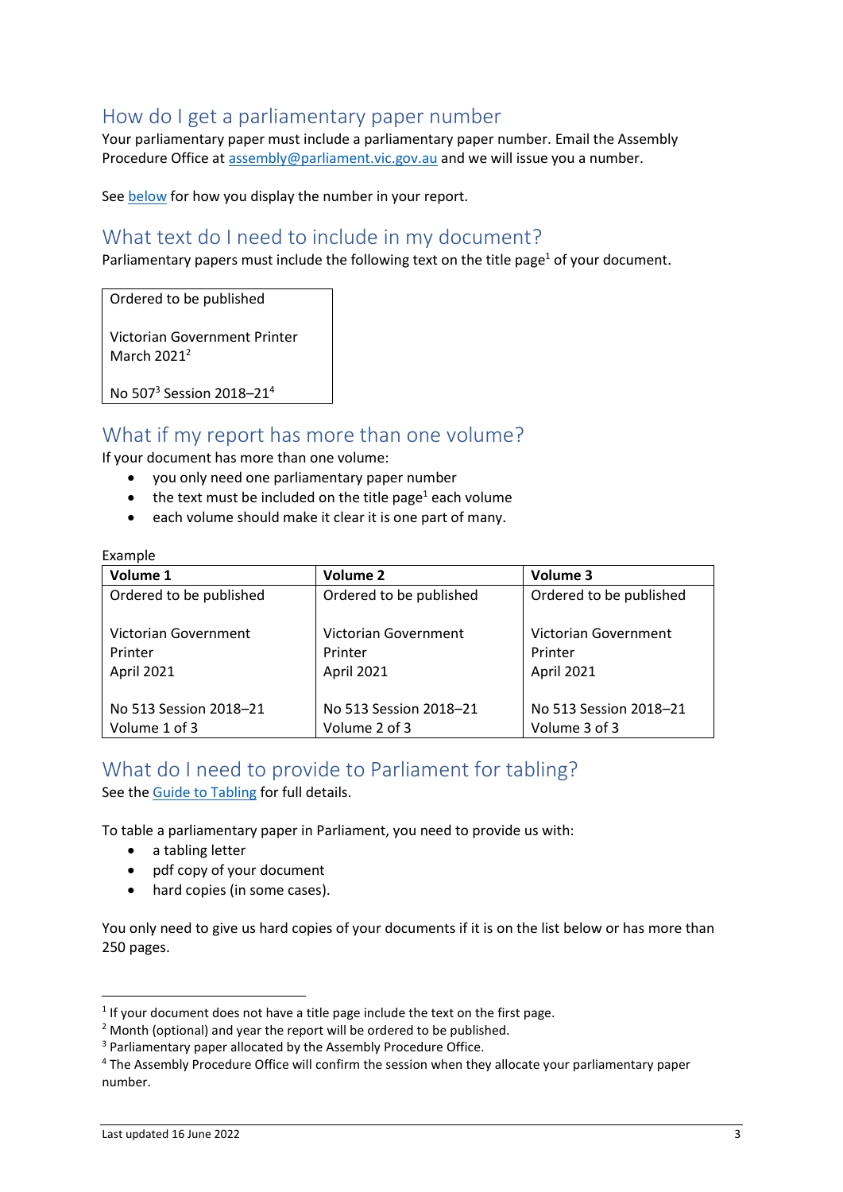## How do I get a parliamentary paper number

Your parliamentary paper must include a parliamentary paper number. Email the Assembly Procedure Office at assembly@parliament.vic.gov.au and we will issue you a number.

See below for how you display the number in your report.

## What text do I need to include in my document?

Parliamentary papers must include the following text on the title page[1] of your document.

| Ordered to be published<br><br>Victorian Government Printer<br>March 2021[2]<br><br>No 507[3] Session 2018–21[4] |
|---|

## What if my report has more than one volume?

If your document has more than one volume:

- you only need one parliamentary paper number
- the text must be included on the title page[1] each volume
- each volume should make it clear it is one part of many.

Example

| Volume 1 | Volume 2 | Volume 3 |
|---|---|---|
| Ordered to be published<br><br>Victorian Government Printer<br>April 2021<br><br>No 513 Session 2018–21<br>Volume 1 of 3 | Ordered to be published<br><br>Victorian Government Printer<br>April 2021<br><br>No 513 Session 2018–21<br>Volume 2 of 3 | Ordered to be published<br><br>Victorian Government Printer<br>April 2021<br><br>No 513 Session 2018–21<br>Volume 3 of 3 |

## What do I need to provide to Parliament for tabling?

See the Guide to Tabling for full details.

To table a parliamentary paper in Parliament, you need to provide us with:

- a tabling letter
- pdf copy of your document
- hard copies (in some cases).

You only need to give us hard copies of your documents if it is on the list below or has more than 250 pages.

---

[1] If your document does not have a title page include the text on the first page.
[2] Month (optional) and year the report will be ordered to be published.
[3] Parliamentary paper allocated by the Assembly Procedure Office.
[4] The Assembly Procedure Office will confirm the session when they allocate your parliamentary paper number.

Last updated 16 June 2022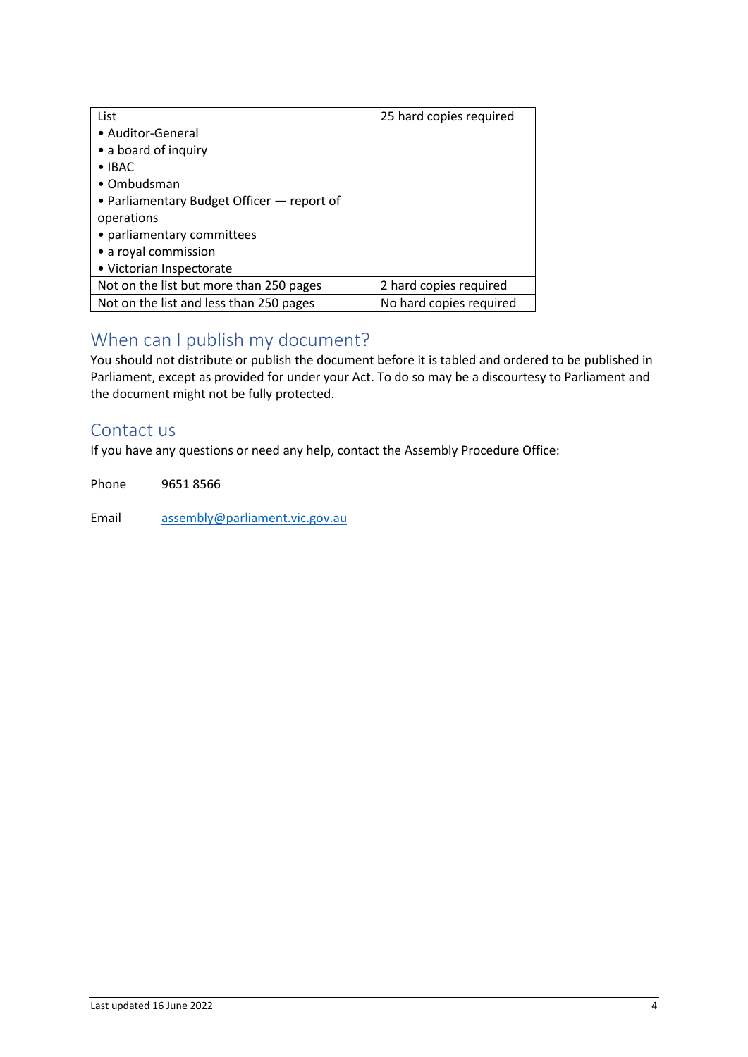| | |
|---|---|
| List<br>• Auditor-General<br>• a board of inquiry<br>• IBAC<br>• Ombudsman<br>• Parliamentary Budget Officer — report of operations<br>• parliamentary committees<br>• a royal commission<br>• Victorian Inspectorate | 25 hard copies required |
| Not on the list but more than 250 pages | 2 hard copies required |
| Not on the list and less than 250 pages | No hard copies required |

## When can I publish my document?

You should not distribute or publish the document before it is tabled and ordered to be published in Parliament, except as provided for under your Act. To do so may be a discourtesy to Parliament and the document might not be fully protected.

## Contact us

If you have any questions or need any help, contact the Assembly Procedure Office:

Phone 9651 8566

Email assembly@parliament.vic.gov.au

Last updated 16 June 2022